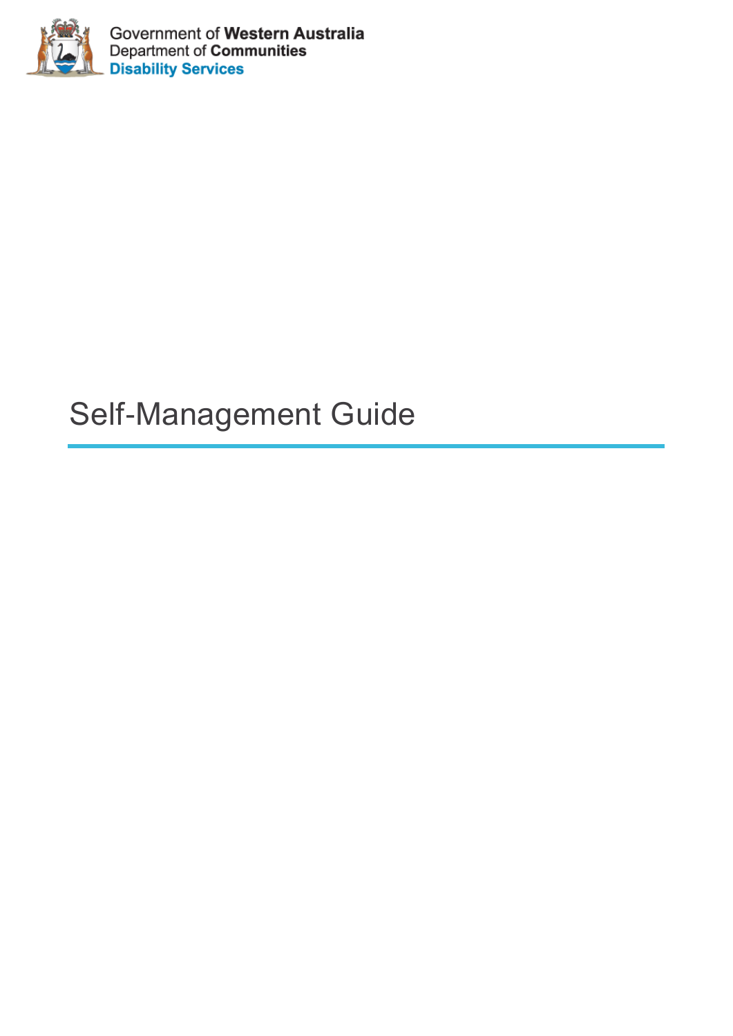Government of **Western Australia**
Department of **Communities**
**Disability Services**

# Self-Management Guide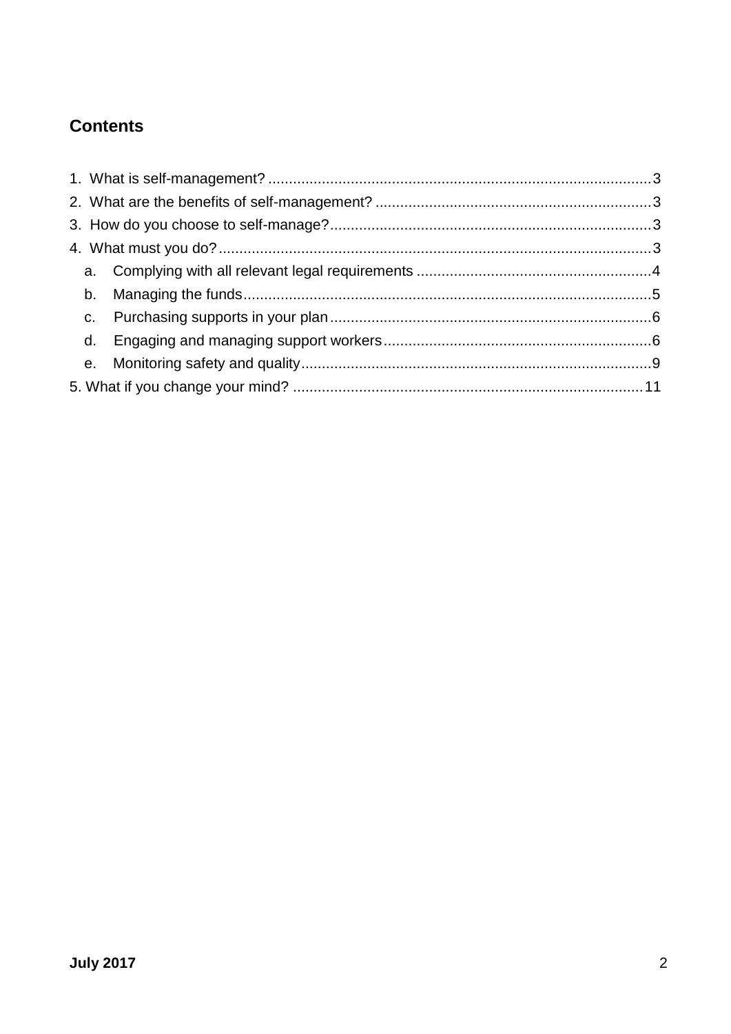## Contents

1. What is self-management? .......... 3
2. What are the benefits of self-management? .......... 3
3. How do you choose to self-manage? .......... 3
4. What must you do? .......... 3
   a. Complying with all relevant legal requirements .......... 4
   b. Managing the funds .......... 5
   c. Purchasing supports in your plan .......... 6
   d. Engaging and managing support workers .......... 6
   e. Monitoring safety and quality .......... 9
5. What if you change your mind? .......... 11

July 2017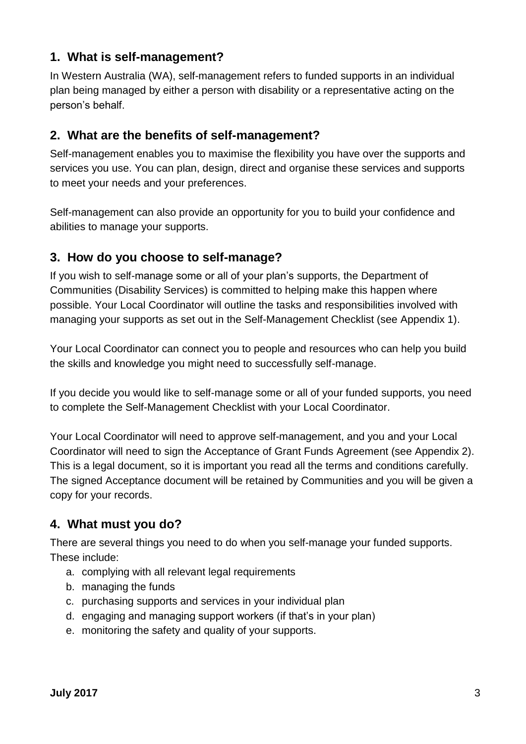## 1. What is self-management?

In Western Australia (WA), self-management refers to funded supports in an individual plan being managed by either a person with disability or a representative acting on the person's behalf.

## 2. What are the benefits of self-management?

Self-management enables you to maximise the flexibility you have over the supports and services you use. You can plan, design, direct and organise these services and supports to meet your needs and your preferences.

Self-management can also provide an opportunity for you to build your confidence and abilities to manage your supports.

## 3. How do you choose to self-manage?

If you wish to self-manage some or all of your plan's supports, the Department of Communities (Disability Services) is committed to helping make this happen where possible. Your Local Coordinator will outline the tasks and responsibilities involved with managing your supports as set out in the Self-Management Checklist (see Appendix 1).

Your Local Coordinator can connect you to people and resources who can help you build the skills and knowledge you might need to successfully self-manage.

If you decide you would like to self-manage some or all of your funded supports, you need to complete the Self-Management Checklist with your Local Coordinator.

Your Local Coordinator will need to approve self-management, and you and your Local Coordinator will need to sign the Acceptance of Grant Funds Agreement (see Appendix 2). This is a legal document, so it is important you read all the terms and conditions carefully. The signed Acceptance document will be retained by Communities and you will be given a copy for your records.

## 4. What must you do?

There are several things you need to do when you self-manage your funded supports. These include:

a. complying with all relevant legal requirements
b. managing the funds
c. purchasing supports and services in your individual plan
d. engaging and managing support workers (if that's in your plan)
e. monitoring the safety and quality of your supports.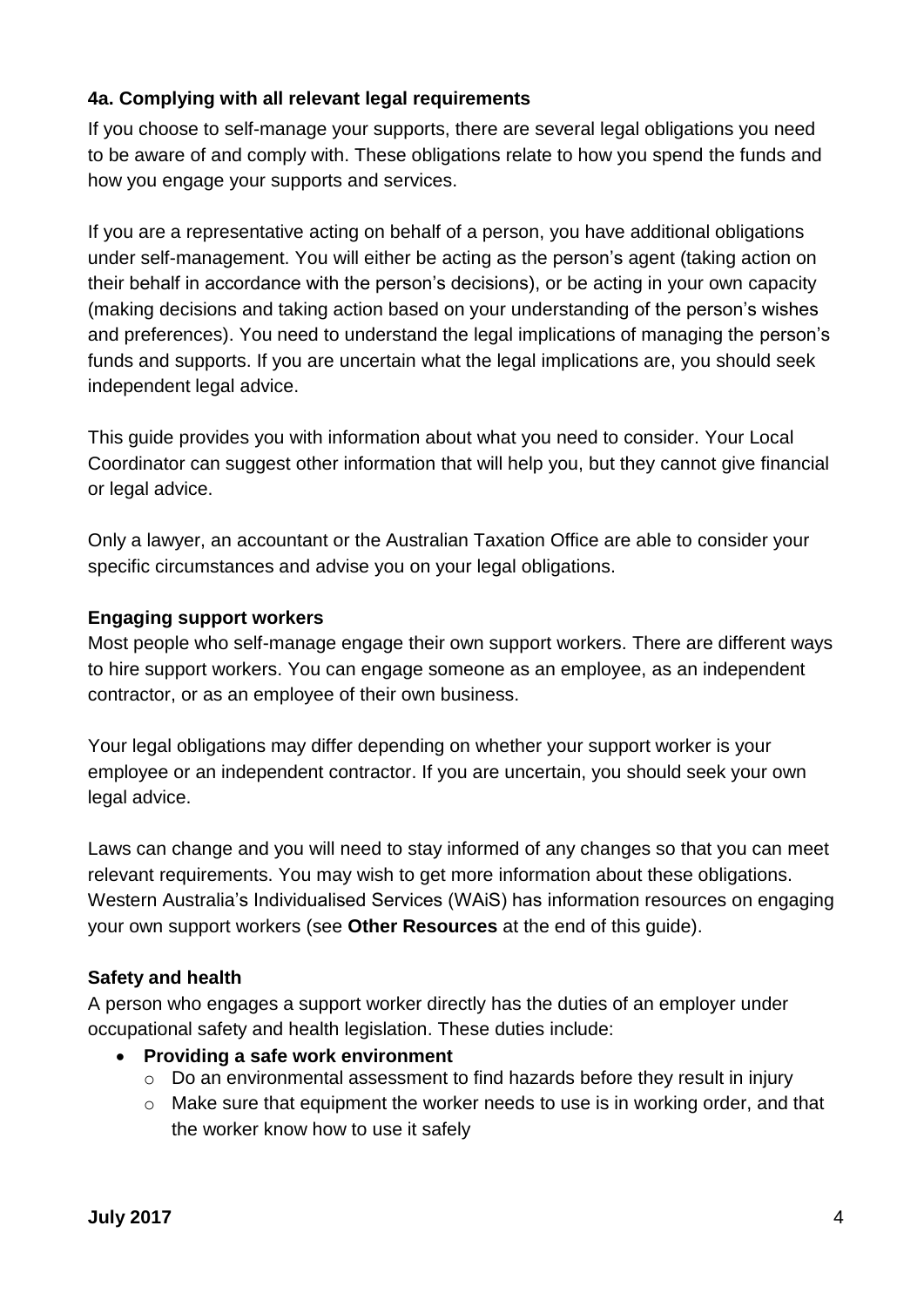### 4a. Complying with all relevant legal requirements

If you choose to self-manage your supports, there are several legal obligations you need to be aware of and comply with. These obligations relate to how you spend the funds and how you engage your supports and services.

If you are a representative acting on behalf of a person, you have additional obligations under self-management. You will either be acting as the person's agent (taking action on their behalf in accordance with the person's decisions), or be acting in your own capacity (making decisions and taking action based on your understanding of the person's wishes and preferences). You need to understand the legal implications of managing the person's funds and supports. If you are uncertain what the legal implications are, you should seek independent legal advice.

This guide provides you with information about what you need to consider. Your Local Coordinator can suggest other information that will help you, but they cannot give financial or legal advice.

Only a lawyer, an accountant or the Australian Taxation Office are able to consider your specific circumstances and advise you on your legal obligations.

#### Engaging support workers

Most people who self-manage engage their own support workers. There are different ways to hire support workers. You can engage someone as an employee, as an independent contractor, or as an employee of their own business.

Your legal obligations may differ depending on whether your support worker is your employee or an independent contractor. If you are uncertain, you should seek your own legal advice.

Laws can change and you will need to stay informed of any changes so that you can meet relevant requirements. You may wish to get more information about these obligations. Western Australia's Individualised Services (WAiS) has information resources on engaging your own support workers (see **Other Resources** at the end of this guide).

#### Safety and health

A person who engages a support worker directly has the duties of an employer under occupational safety and health legislation. These duties include:

- **Providing a safe work environment**
  - Do an environmental assessment to find hazards before they result in injury
  - Make sure that equipment the worker needs to use is in working order, and that the worker know how to use it safely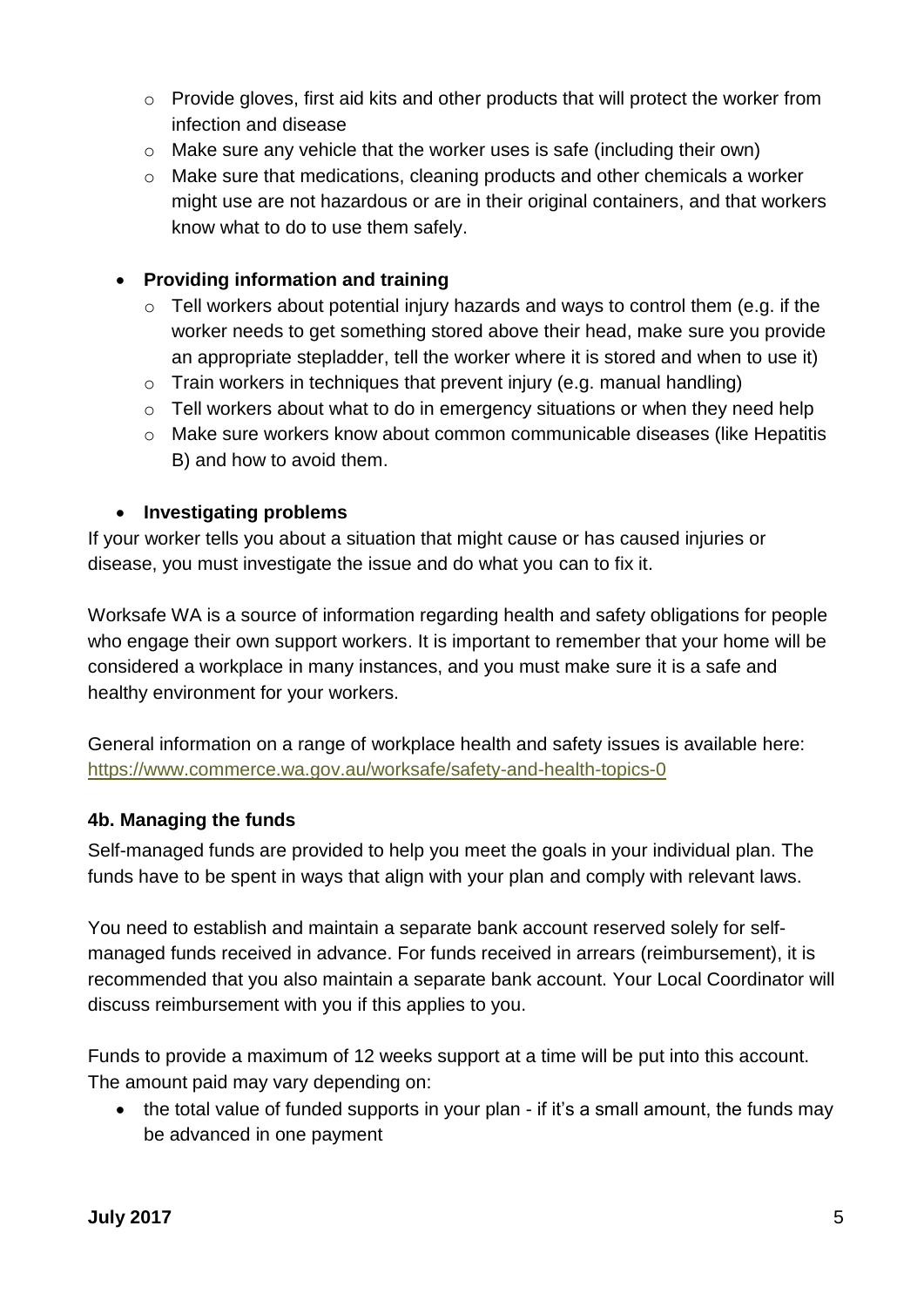- Provide gloves, first aid kits and other products that will protect the worker from infection and disease
  - Make sure any vehicle that the worker uses is safe (including their own)
  - Make sure that medications, cleaning products and other chemicals a worker might use are not hazardous or are in their original containers, and that workers know what to do to use them safely.

- **Providing information and training**
  - Tell workers about potential injury hazards and ways to control them (e.g. if the worker needs to get something stored above their head, make sure you provide an appropriate stepladder, tell the worker where it is stored and when to use it)
  - Train workers in techniques that prevent injury (e.g. manual handling)
  - Tell workers about what to do in emergency situations or when they need help
  - Make sure workers know about common communicable diseases (like Hepatitis B) and how to avoid them.

- **Investigating problems**

If your worker tells you about a situation that might cause or has caused injuries or disease, you must investigate the issue and do what you can to fix it.

Worksafe WA is a source of information regarding health and safety obligations for people who engage their own support workers. It is important to remember that your home will be considered a workplace in many instances, and you must make sure it is a safe and healthy environment for your workers.

General information on a range of workplace health and safety issues is available here: https://www.commerce.wa.gov.au/worksafe/safety-and-health-topics-0

### 4b. Managing the funds

Self-managed funds are provided to help you meet the goals in your individual plan. The funds have to be spent in ways that align with your plan and comply with relevant laws.

You need to establish and maintain a separate bank account reserved solely for self-managed funds received in advance. For funds received in arrears (reimbursement), it is recommended that you also maintain a separate bank account. Your Local Coordinator will discuss reimbursement with you if this applies to you.

Funds to provide a maximum of 12 weeks support at a time will be put into this account. The amount paid may vary depending on:

- the total value of funded supports in your plan - if it's a small amount, the funds may be advanced in one payment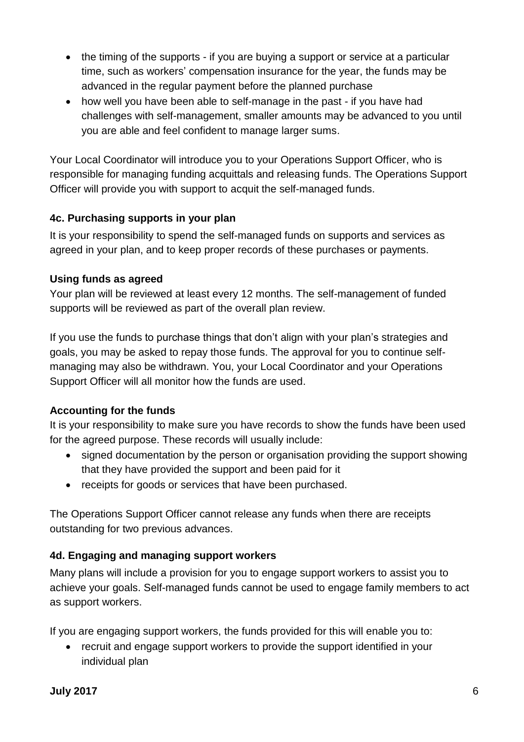- the timing of the supports - if you are buying a support or service at a particular time, such as workers' compensation insurance for the year, the funds may be advanced in the regular payment before the planned purchase
- how well you have been able to self-manage in the past - if you have had challenges with self-management, smaller amounts may be advanced to you until you are able and feel confident to manage larger sums.

Your Local Coordinator will introduce you to your Operations Support Officer, who is responsible for managing funding acquittals and releasing funds. The Operations Support Officer will provide you with support to acquit the self-managed funds.

### 4c. Purchasing supports in your plan

It is your responsibility to spend the self-managed funds on supports and services as agreed in your plan, and to keep proper records of these purchases or payments.

**Using funds as agreed**

Your plan will be reviewed at least every 12 months. The self-management of funded supports will be reviewed as part of the overall plan review.

If you use the funds to purchase things that don't align with your plan's strategies and goals, you may be asked to repay those funds. The approval for you to continue self-managing may also be withdrawn. You, your Local Coordinator and your Operations Support Officer will all monitor how the funds are used.

**Accounting for the funds**

It is your responsibility to make sure you have records to show the funds have been used for the agreed purpose. These records will usually include:

- signed documentation by the person or organisation providing the support showing that they have provided the support and been paid for it
- receipts for goods or services that have been purchased.

The Operations Support Officer cannot release any funds when there are receipts outstanding for two previous advances.

### 4d. Engaging and managing support workers

Many plans will include a provision for you to engage support workers to assist you to achieve your goals. Self-managed funds cannot be used to engage family members to act as support workers.

If you are engaging support workers, the funds provided for this will enable you to:

- recruit and engage support workers to provide the support identified in your individual plan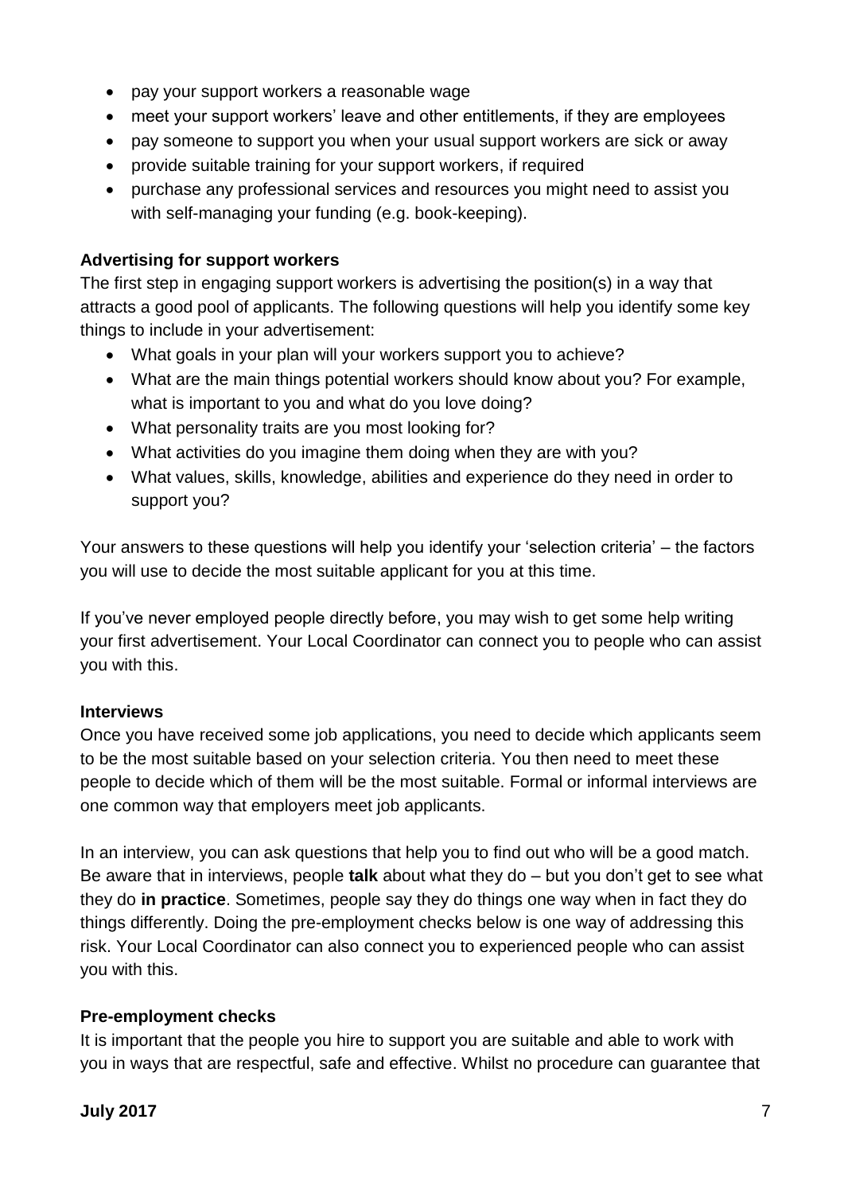- pay your support workers a reasonable wage
- meet your support workers' leave and other entitlements, if they are employees
- pay someone to support you when your usual support workers are sick or away
- provide suitable training for your support workers, if required
- purchase any professional services and resources you might need to assist you with self-managing your funding (e.g. book-keeping).

**Advertising for support workers**

The first step in engaging support workers is advertising the position(s) in a way that attracts a good pool of applicants. The following questions will help you identify some key things to include in your advertisement:

- What goals in your plan will your workers support you to achieve?
- What are the main things potential workers should know about you? For example, what is important to you and what do you love doing?
- What personality traits are you most looking for?
- What activities do you imagine them doing when they are with you?
- What values, skills, knowledge, abilities and experience do they need in order to support you?

Your answers to these questions will help you identify your 'selection criteria' – the factors you will use to decide the most suitable applicant for you at this time.

If you've never employed people directly before, you may wish to get some help writing your first advertisement. Your Local Coordinator can connect you to people who can assist you with this.

**Interviews**

Once you have received some job applications, you need to decide which applicants seem to be the most suitable based on your selection criteria. You then need to meet these people to decide which of them will be the most suitable. Formal or informal interviews are one common way that employers meet job applicants.

In an interview, you can ask questions that help you to find out who will be a good match. Be aware that in interviews, people **talk** about what they do – but you don't get to see what they do **in practice**. Sometimes, people say they do things one way when in fact they do things differently. Doing the pre-employment checks below is one way of addressing this risk. Your Local Coordinator can also connect you to experienced people who can assist you with this.

**Pre-employment checks**

It is important that the people you hire to support you are suitable and able to work with you in ways that are respectful, safe and effective. Whilst no procedure can guarantee that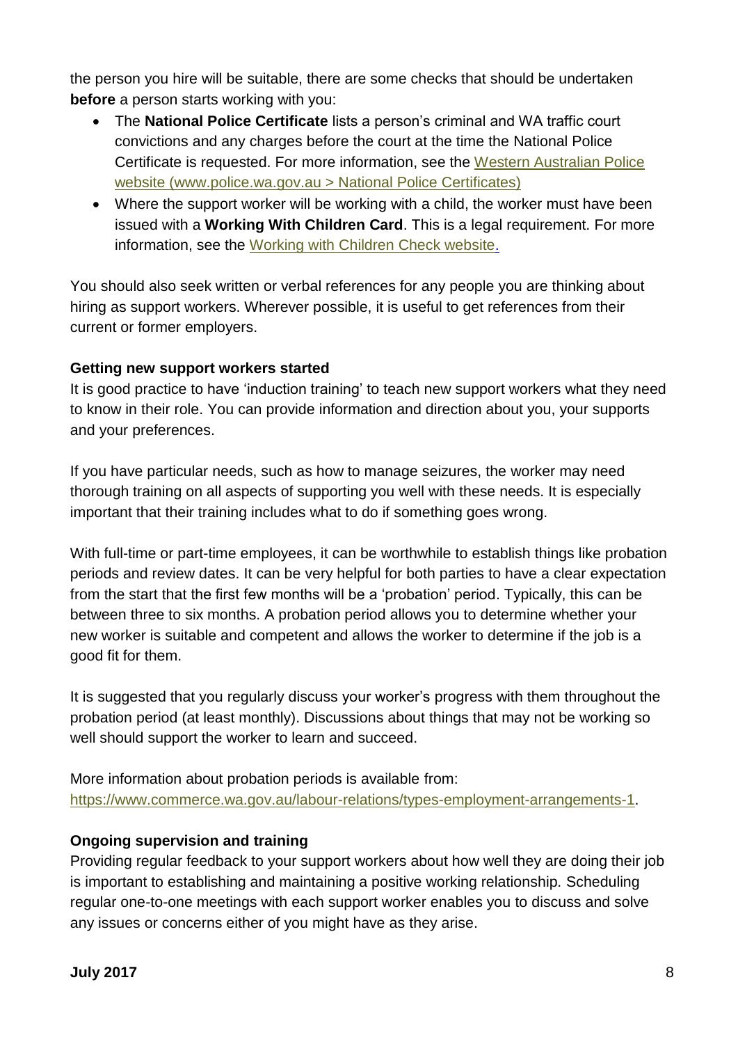the person you hire will be suitable, there are some checks that should be undertaken **before** a person starts working with you:

- The **National Police Certificate** lists a person's criminal and WA traffic court convictions and any charges before the court at the time the National Police Certificate is requested. For more information, see the Western Australian Police website (www.police.wa.gov.au > National Police Certificates)
- Where the support worker will be working with a child, the worker must have been issued with a **Working With Children Card**. This is a legal requirement. For more information, see the Working with Children Check website.

You should also seek written or verbal references for any people you are thinking about hiring as support workers. Wherever possible, it is useful to get references from their current or former employers.

**Getting new support workers started**

It is good practice to have 'induction training' to teach new support workers what they need to know in their role. You can provide information and direction about you, your supports and your preferences.

If you have particular needs, such as how to manage seizures, the worker may need thorough training on all aspects of supporting you well with these needs. It is especially important that their training includes what to do if something goes wrong.

With full-time or part-time employees, it can be worthwhile to establish things like probation periods and review dates. It can be very helpful for both parties to have a clear expectation from the start that the first few months will be a 'probation' period. Typically, this can be between three to six months. A probation period allows you to determine whether your new worker is suitable and competent and allows the worker to determine if the job is a good fit for them.

It is suggested that you regularly discuss your worker's progress with them throughout the probation period (at least monthly). Discussions about things that may not be working so well should support the worker to learn and succeed.

More information about probation periods is available from: https://www.commerce.wa.gov.au/labour-relations/types-employment-arrangements-1.

**Ongoing supervision and training**

Providing regular feedback to your support workers about how well they are doing their job is important to establishing and maintaining a positive working relationship. Scheduling regular one-to-one meetings with each support worker enables you to discuss and solve any issues or concerns either of you might have as they arise.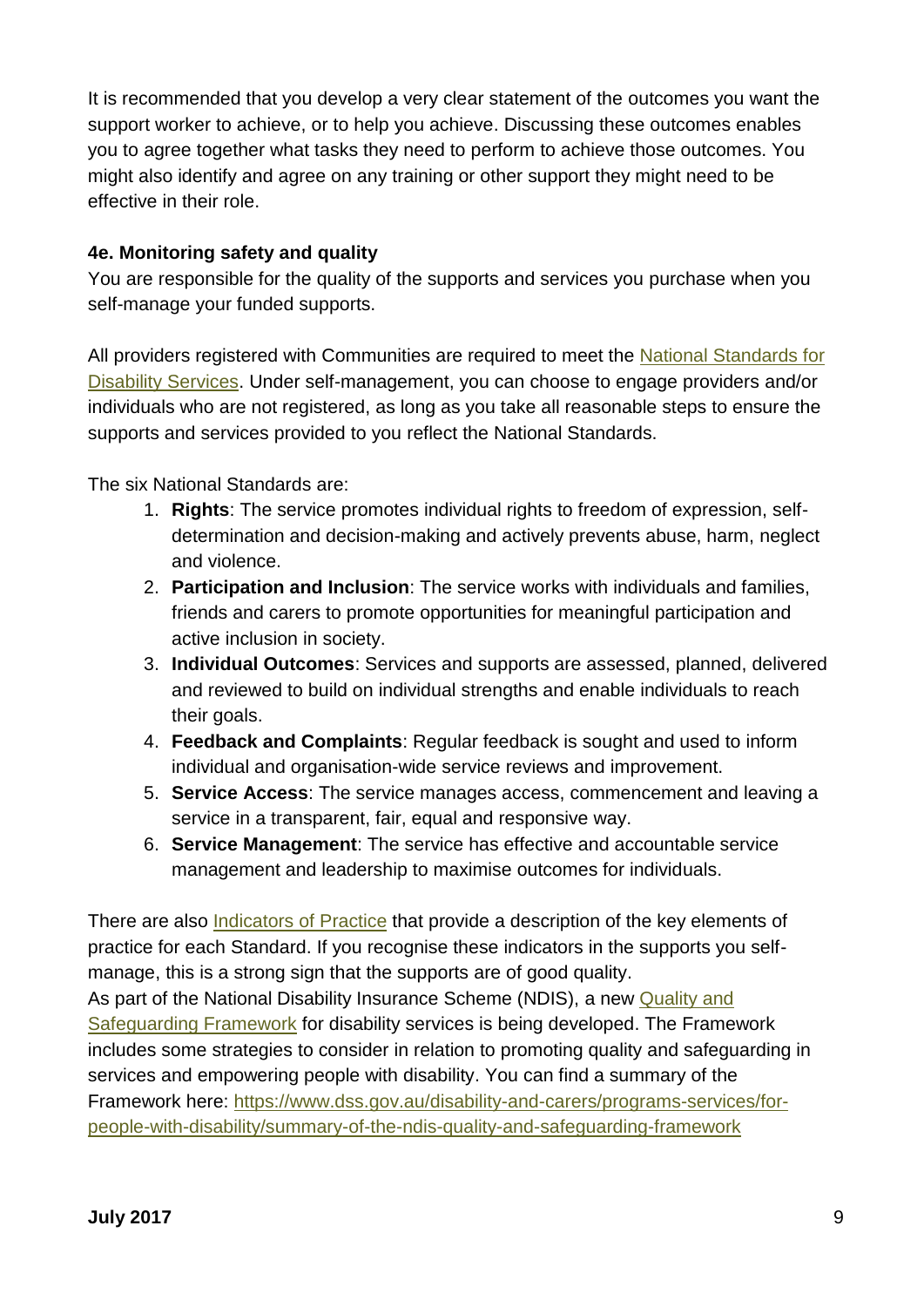It is recommended that you develop a very clear statement of the outcomes you want the support worker to achieve, or to help you achieve. Discussing these outcomes enables you to agree together what tasks they need to perform to achieve those outcomes. You might also identify and agree on any training or other support they might need to be effective in their role.

### 4e. Monitoring safety and quality

You are responsible for the quality of the supports and services you purchase when you self-manage your funded supports.

All providers registered with Communities are required to meet the [National Standards for Disability Services](). Under self-management, you can choose to engage providers and/or individuals who are not registered, as long as you take all reasonable steps to ensure the supports and services provided to you reflect the National Standards.

The six National Standards are:

1. **Rights**: The service promotes individual rights to freedom of expression, self-determination and decision-making and actively prevents abuse, harm, neglect and violence.
2. **Participation and Inclusion**: The service works with individuals and families, friends and carers to promote opportunities for meaningful participation and active inclusion in society.
3. **Individual Outcomes**: Services and supports are assessed, planned, delivered and reviewed to build on individual strengths and enable individuals to reach their goals.
4. **Feedback and Complaints**: Regular feedback is sought and used to inform individual and organisation-wide service reviews and improvement.
5. **Service Access**: The service manages access, commencement and leaving a service in a transparent, fair, equal and responsive way.
6. **Service Management**: The service has effective and accountable service management and leadership to maximise outcomes for individuals.

There are also [Indicators of Practice]() that provide a description of the key elements of practice for each Standard. If you recognise these indicators in the supports you self-manage, this is a strong sign that the supports are of good quality.
As part of the National Disability Insurance Scheme (NDIS), a new [Quality and Safeguarding Framework]() for disability services is being developed. The Framework includes some strategies to consider in relation to promoting quality and safeguarding in services and empowering people with disability. You can find a summary of the Framework here: https://www.dss.gov.au/disability-and-carers/programs-services/for-people-with-disability/summary-of-the-ndis-quality-and-safeguarding-framework

**July 2017**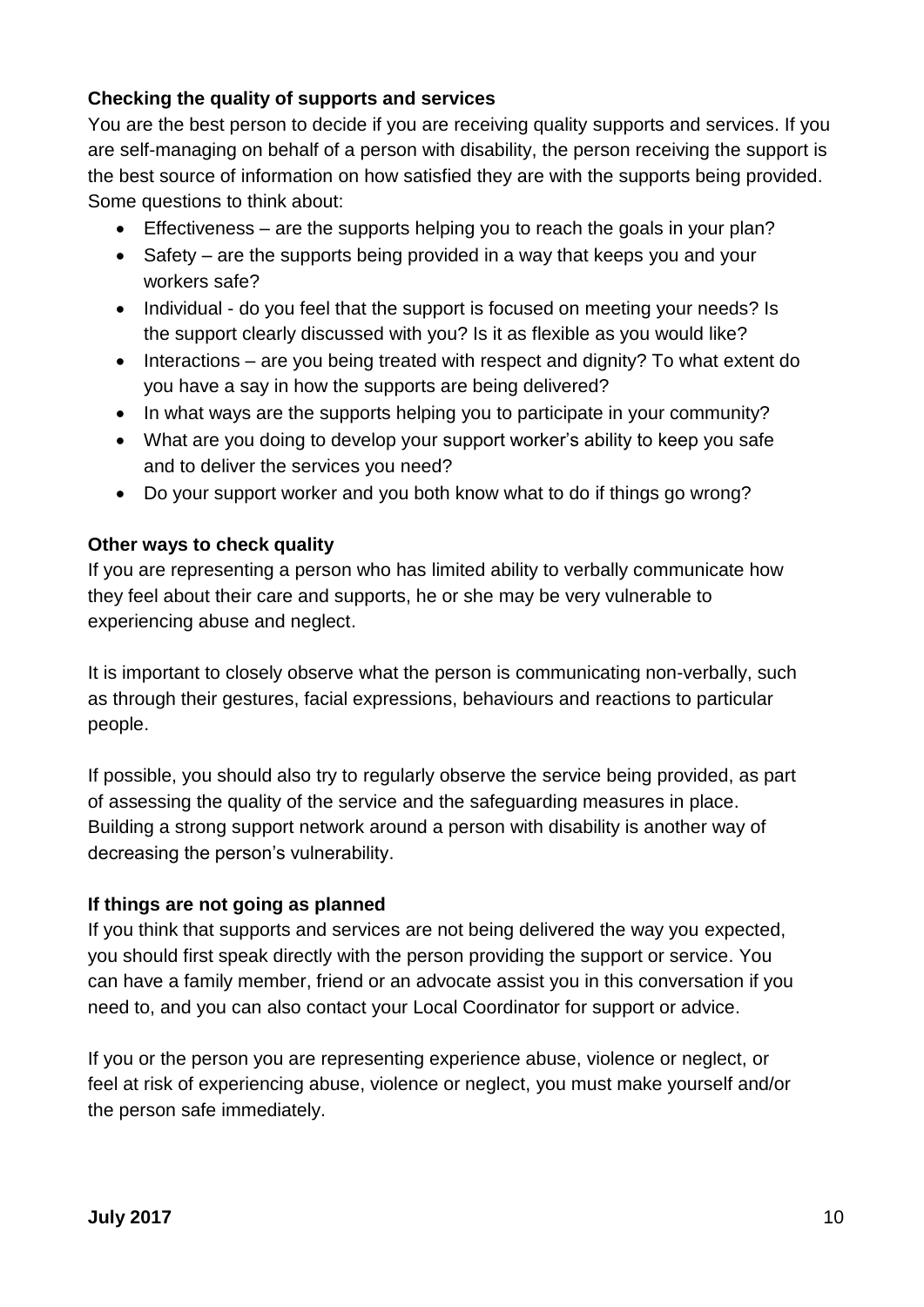### Checking the quality of supports and services

You are the best person to decide if you are receiving quality supports and services. If you are self-managing on behalf of a person with disability, the person receiving the support is the best source of information on how satisfied they are with the supports being provided. Some questions to think about:

- Effectiveness – are the supports helping you to reach the goals in your plan?
- Safety – are the supports being provided in a way that keeps you and your workers safe?
- Individual - do you feel that the support is focused on meeting your needs? Is the support clearly discussed with you? Is it as flexible as you would like?
- Interactions – are you being treated with respect and dignity? To what extent do you have a say in how the supports are being delivered?
- In what ways are the supports helping you to participate in your community?
- What are you doing to develop your support worker's ability to keep you safe and to deliver the services you need?
- Do your support worker and you both know what to do if things go wrong?

### Other ways to check quality

If you are representing a person who has limited ability to verbally communicate how they feel about their care and supports, he or she may be very vulnerable to experiencing abuse and neglect.

It is important to closely observe what the person is communicating non-verbally, such as through their gestures, facial expressions, behaviours and reactions to particular people.

If possible, you should also try to regularly observe the service being provided, as part of assessing the quality of the service and the safeguarding measures in place. Building a strong support network around a person with disability is another way of decreasing the person's vulnerability.

### If things are not going as planned

If you think that supports and services are not being delivered the way you expected, you should first speak directly with the person providing the support or service. You can have a family member, friend or an advocate assist you in this conversation if you need to, and you can also contact your Local Coordinator for support or advice.

If you or the person you are representing experience abuse, violence or neglect, or feel at risk of experiencing abuse, violence or neglect, you must make yourself and/or the person safe immediately.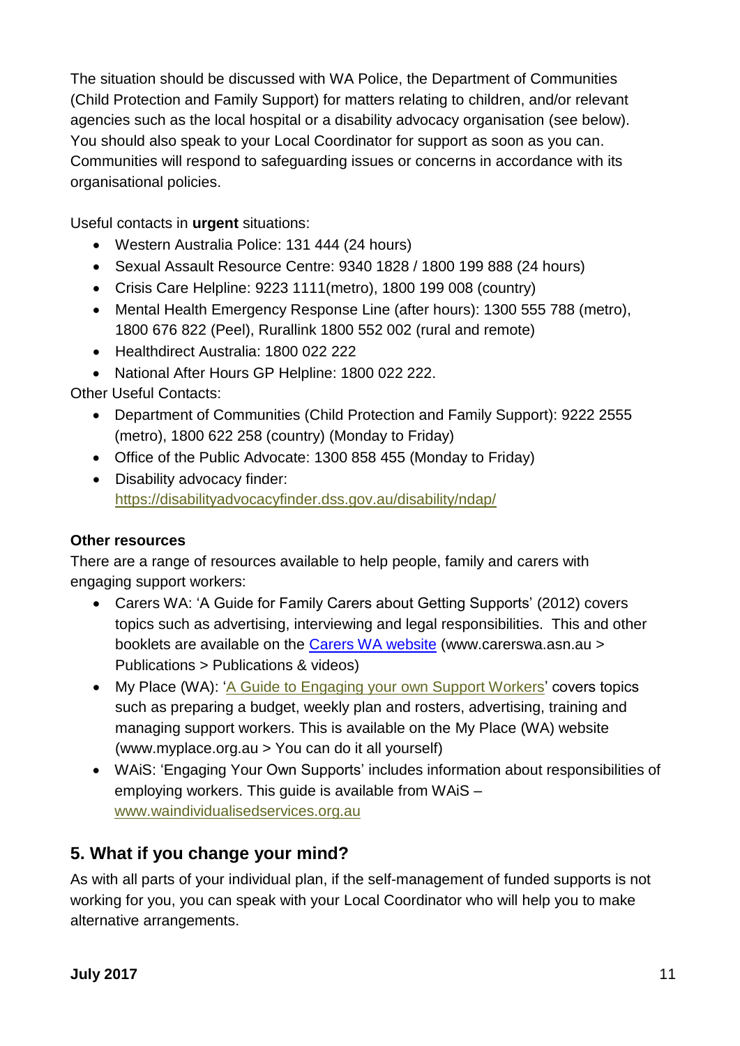The situation should be discussed with WA Police, the Department of Communities (Child Protection and Family Support) for matters relating to children, and/or relevant agencies such as the local hospital or a disability advocacy organisation (see below). You should also speak to your Local Coordinator for support as soon as you can. Communities will respond to safeguarding issues or concerns in accordance with its organisational policies.

Useful contacts in **urgent** situations:

- Western Australia Police: 131 444 (24 hours)
- Sexual Assault Resource Centre: 9340 1828 / 1800 199 888 (24 hours)
- Crisis Care Helpline: 9223 1111(metro), 1800 199 008 (country)
- Mental Health Emergency Response Line (after hours): 1300 555 788 (metro), 1800 676 822 (Peel), Rurallink 1800 552 002 (rural and remote)
- Healthdirect Australia: 1800 022 222
- National After Hours GP Helpline: 1800 022 222.

Other Useful Contacts:

- Department of Communities (Child Protection and Family Support): 9222 2555 (metro), 1800 622 258 (country) (Monday to Friday)
- Office of the Public Advocate: 1300 858 455 (Monday to Friday)
- Disability advocacy finder: https://disabilityadvocacyfinder.dss.gov.au/disability/ndap/

**Other resources**

There are a range of resources available to help people, family and carers with engaging support workers:

- Carers WA: 'A Guide for Family Carers about Getting Supports' (2012) covers topics such as advertising, interviewing and legal responsibilities. This and other booklets are available on the Carers WA website (www.carerswa.asn.au > Publications > Publications & videos)
- My Place (WA): 'A Guide to Engaging your own Support Workers' covers topics such as preparing a budget, weekly plan and rosters, advertising, training and managing support workers. This is available on the My Place (WA) website (www.myplace.org.au > You can do it all yourself)
- WAiS: 'Engaging Your Own Supports' includes information about responsibilities of employing workers. This guide is available from WAiS – www.waindividualisedservices.org.au

## 5. What if you change your mind?

As with all parts of your individual plan, if the self-management of funded supports is not working for you, you can speak with your Local Coordinator who will help you to make alternative arrangements.

**July 2017**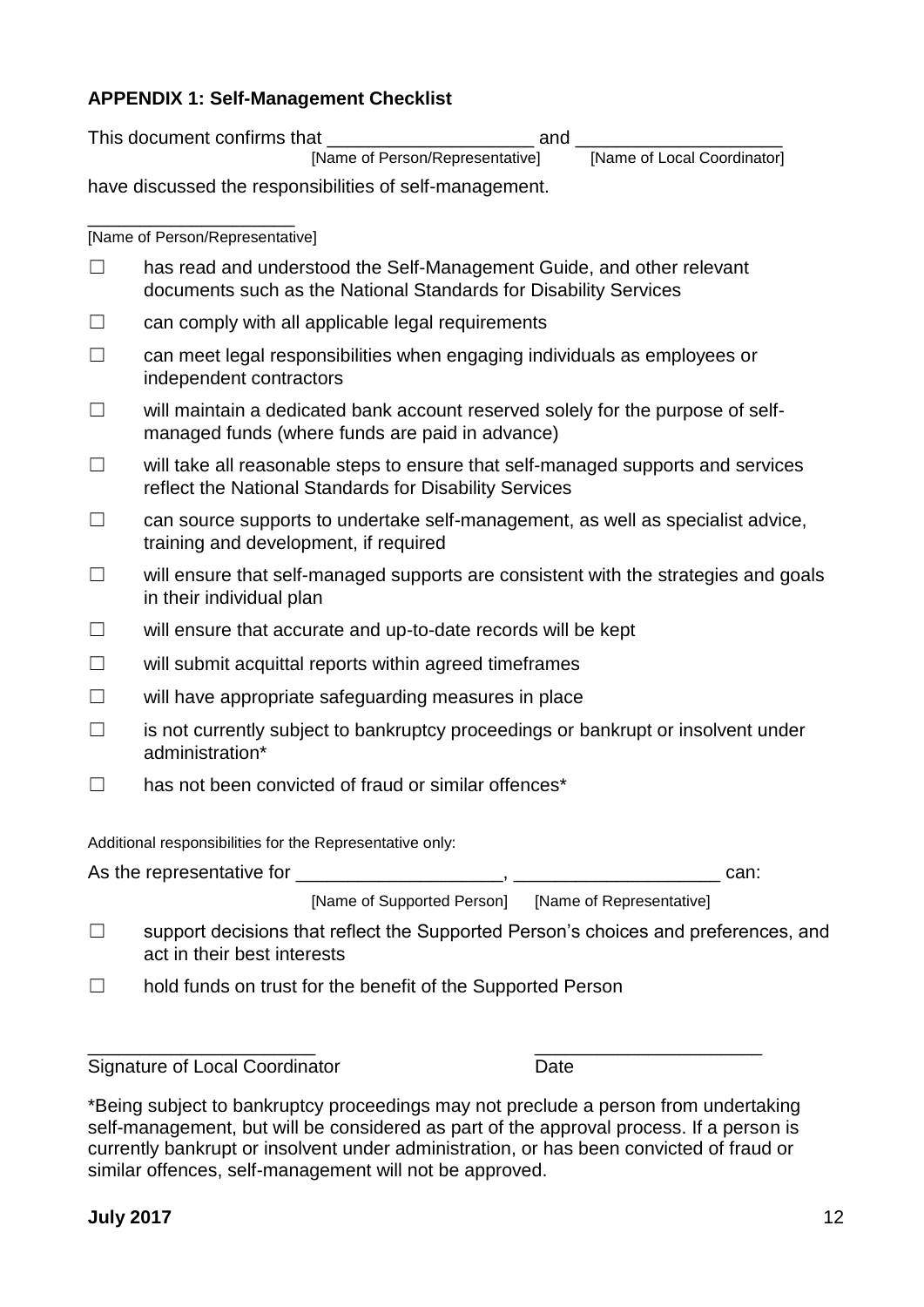**APPENDIX 1: Self-Management Checklist**

This document confirms that ____________________ and ____________________
[Name of Person/Representative] [Name of Local Coordinator]

have discussed the responsibilities of self-management.

____________________
[Name of Person/Representative]

☐ has read and understood the Self-Management Guide, and other relevant documents such as the National Standards for Disability Services

☐ can comply with all applicable legal requirements

☐ can meet legal responsibilities when engaging individuals as employees or independent contractors

☐ will maintain a dedicated bank account reserved solely for the purpose of self-managed funds (where funds are paid in advance)

☐ will take all reasonable steps to ensure that self-managed supports and services reflect the National Standards for Disability Services

☐ can source supports to undertake self-management, as well as specialist advice, training and development, if required

☐ will ensure that self-managed supports are consistent with the strategies and goals in their individual plan

☐ will ensure that accurate and up-to-date records will be kept

☐ will submit acquittal reports within agreed timeframes

☐ will have appropriate safeguarding measures in place

☐ is not currently subject to bankruptcy proceedings or bankrupt or insolvent under administration*

☐ has not been convicted of fraud or similar offences*

Additional responsibilities for the Representative only:

As the representative for ____________________, ____________________ can:
[Name of Supported Person] [Name of Representative]

☐ support decisions that reflect the Supported Person's choices and preferences, and act in their best interests

☐ hold funds on trust for the benefit of the Supported Person

______________________ ______________________
Signature of Local Coordinator Date

*Being subject to bankruptcy proceedings may not preclude a person from undertaking self-management, but will be considered as part of the approval process. If a person is currently bankrupt or insolvent under administration, or has been convicted of fraud or similar offences, self-management will not be approved.

**July 2017**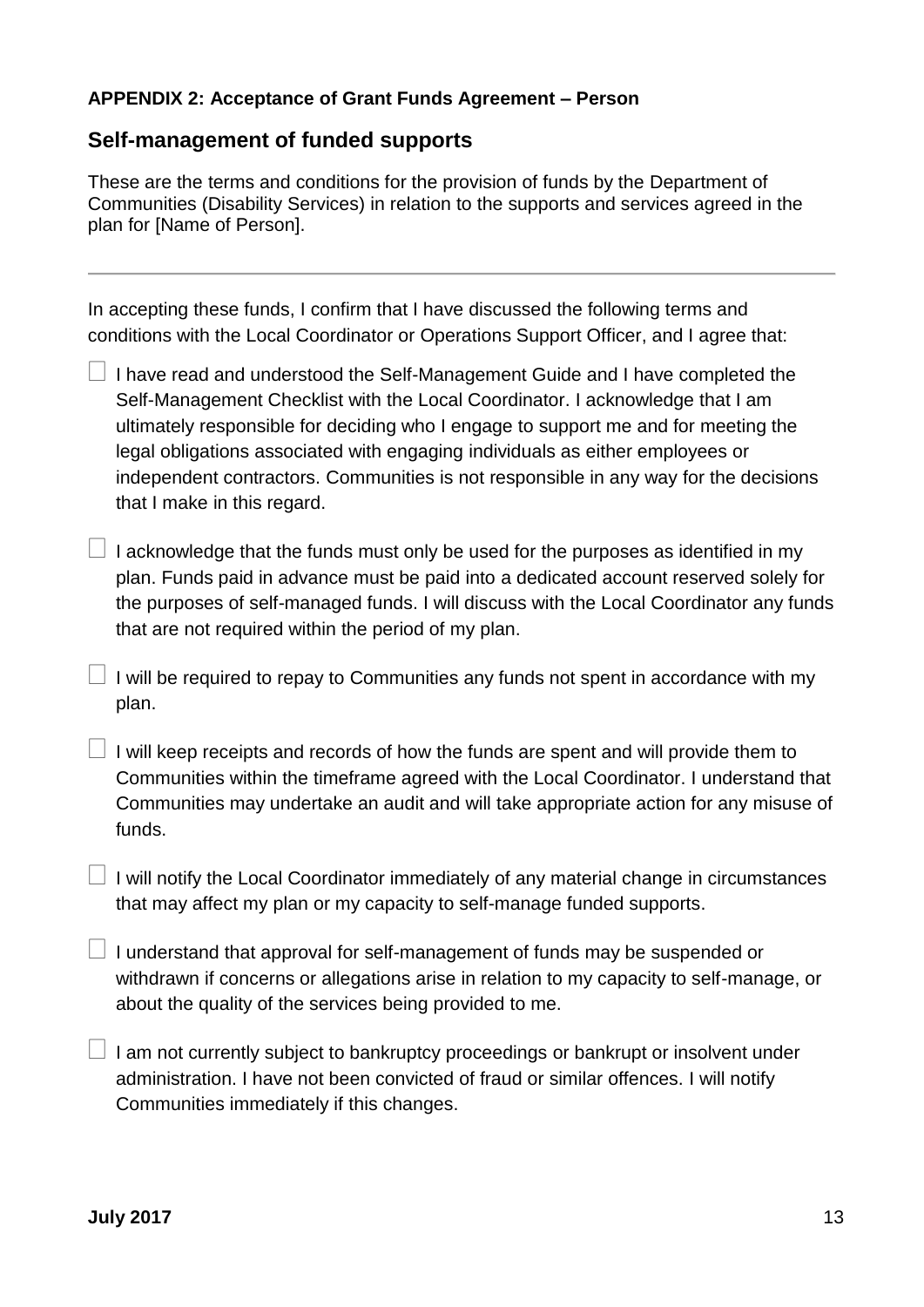**APPENDIX 2: Acceptance of Grant Funds Agreement – Person**

## Self-management of funded supports

These are the terms and conditions for the provision of funds by the Department of Communities (Disability Services) in relation to the supports and services agreed in the plan for [Name of Person].

---

In accepting these funds, I confirm that I have discussed the following terms and conditions with the Local Coordinator or Operations Support Officer, and I agree that:

- ☐ I have read and understood the Self-Management Guide and I have completed the Self-Management Checklist with the Local Coordinator. I acknowledge that I am ultimately responsible for deciding who I engage to support me and for meeting the legal obligations associated with engaging individuals as either employees or independent contractors. Communities is not responsible in any way for the decisions that I make in this regard.

- ☐ I acknowledge that the funds must only be used for the purposes as identified in my plan. Funds paid in advance must be paid into a dedicated account reserved solely for the purposes of self-managed funds. I will discuss with the Local Coordinator any funds that are not required within the period of my plan.

- ☐ I will be required to repay to Communities any funds not spent in accordance with my plan.

- ☐ I will keep receipts and records of how the funds are spent and will provide them to Communities within the timeframe agreed with the Local Coordinator. I understand that Communities may undertake an audit and will take appropriate action for any misuse of funds.

- ☐ I will notify the Local Coordinator immediately of any material change in circumstances that may affect my plan or my capacity to self-manage funded supports.

- ☐ I understand that approval for self-management of funds may be suspended or withdrawn if concerns or allegations arise in relation to my capacity to self-manage, or about the quality of the services being provided to me.

- ☐ I am not currently subject to bankruptcy proceedings or bankrupt or insolvent under administration. I have not been convicted of fraud or similar offences. I will notify Communities immediately if this changes.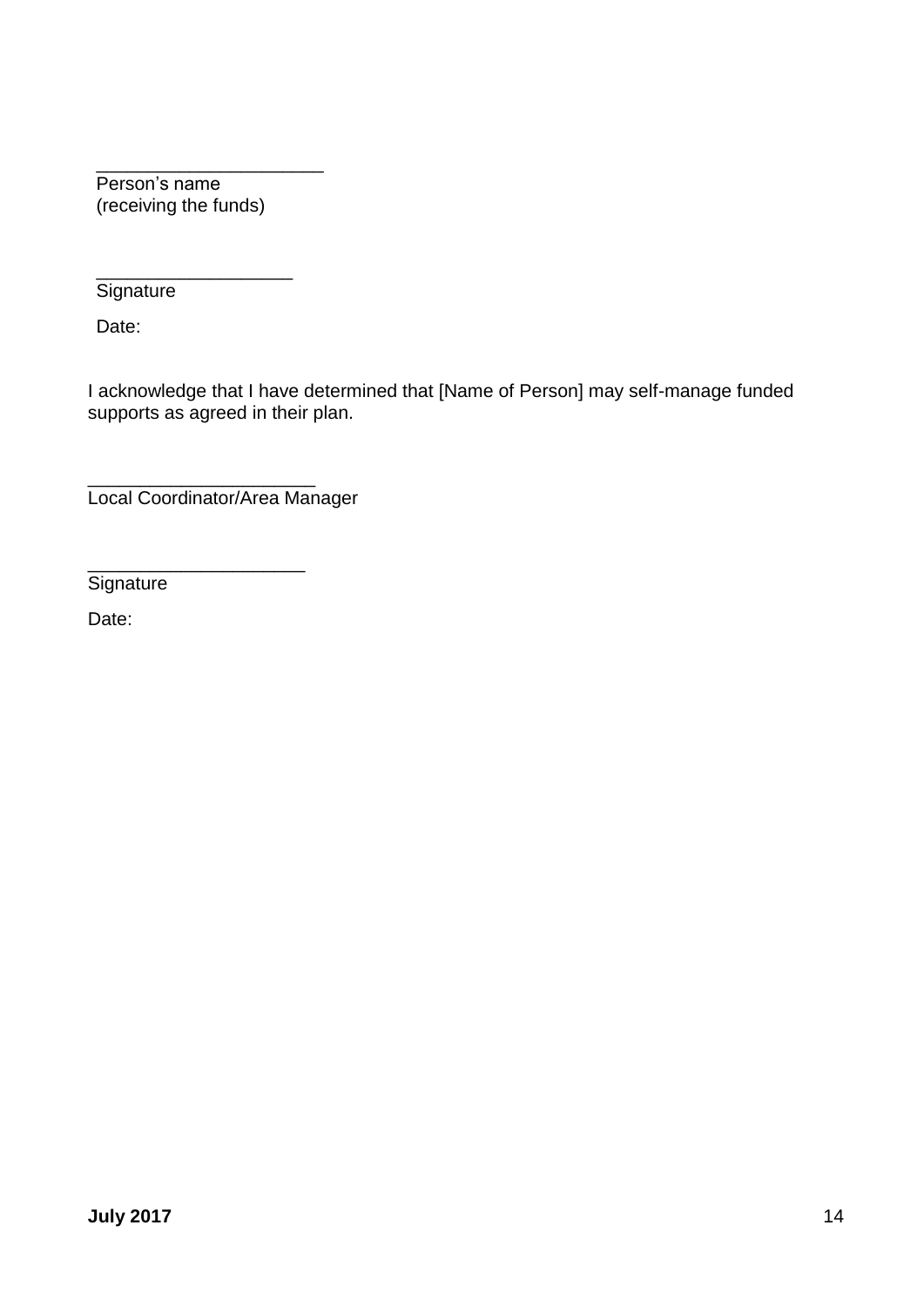_____________________
Person's name
(receiving the funds)

__________________
Signature

Date:

I acknowledge that I have determined that [Name of Person] may self-manage funded supports as agreed in their plan.

_____________________
Local Coordinator/Area Manager

____________________
Signature

Date: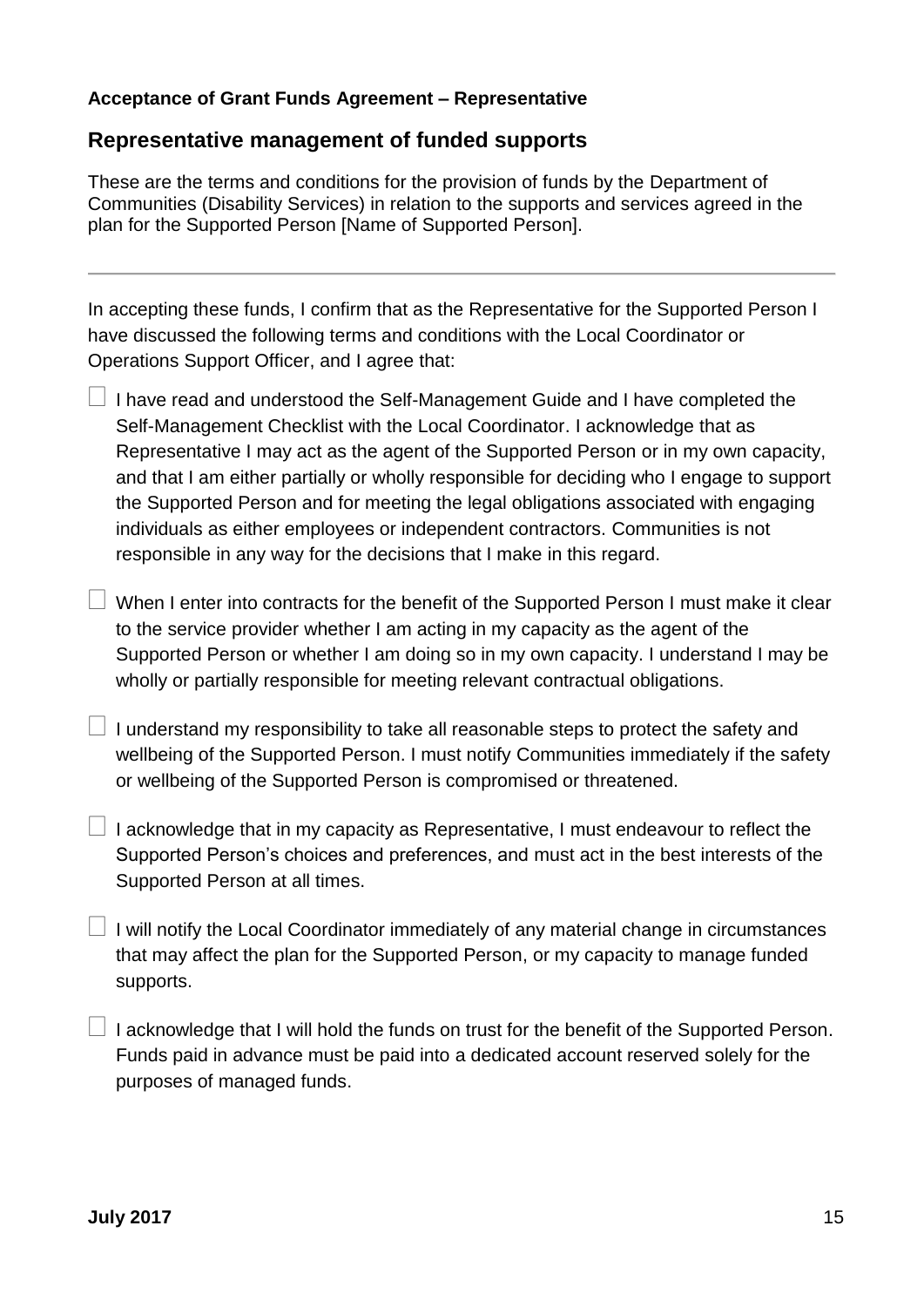**Acceptance of Grant Funds Agreement – Representative**

## Representative management of funded supports

These are the terms and conditions for the provision of funds by the Department of Communities (Disability Services) in relation to the supports and services agreed in the plan for the Supported Person [Name of Supported Person].

---

In accepting these funds, I confirm that as the Representative for the Supported Person I have discussed the following terms and conditions with the Local Coordinator or Operations Support Officer, and I agree that:

- ☐ I have read and understood the Self-Management Guide and I have completed the Self-Management Checklist with the Local Coordinator. I acknowledge that as Representative I may act as the agent of the Supported Person or in my own capacity, and that I am either partially or wholly responsible for deciding who I engage to support the Supported Person and for meeting the legal obligations associated with engaging individuals as either employees or independent contractors. Communities is not responsible in any way for the decisions that I make in this regard.
- ☐ When I enter into contracts for the benefit of the Supported Person I must make it clear to the service provider whether I am acting in my capacity as the agent of the Supported Person or whether I am doing so in my own capacity. I understand I may be wholly or partially responsible for meeting relevant contractual obligations.
- ☐ I understand my responsibility to take all reasonable steps to protect the safety and wellbeing of the Supported Person. I must notify Communities immediately if the safety or wellbeing of the Supported Person is compromised or threatened.
- ☐ I acknowledge that in my capacity as Representative, I must endeavour to reflect the Supported Person's choices and preferences, and must act in the best interests of the Supported Person at all times.
- ☐ I will notify the Local Coordinator immediately of any material change in circumstances that may affect the plan for the Supported Person, or my capacity to manage funded supports.
- ☐ I acknowledge that I will hold the funds on trust for the benefit of the Supported Person. Funds paid in advance must be paid into a dedicated account reserved solely for the purposes of managed funds.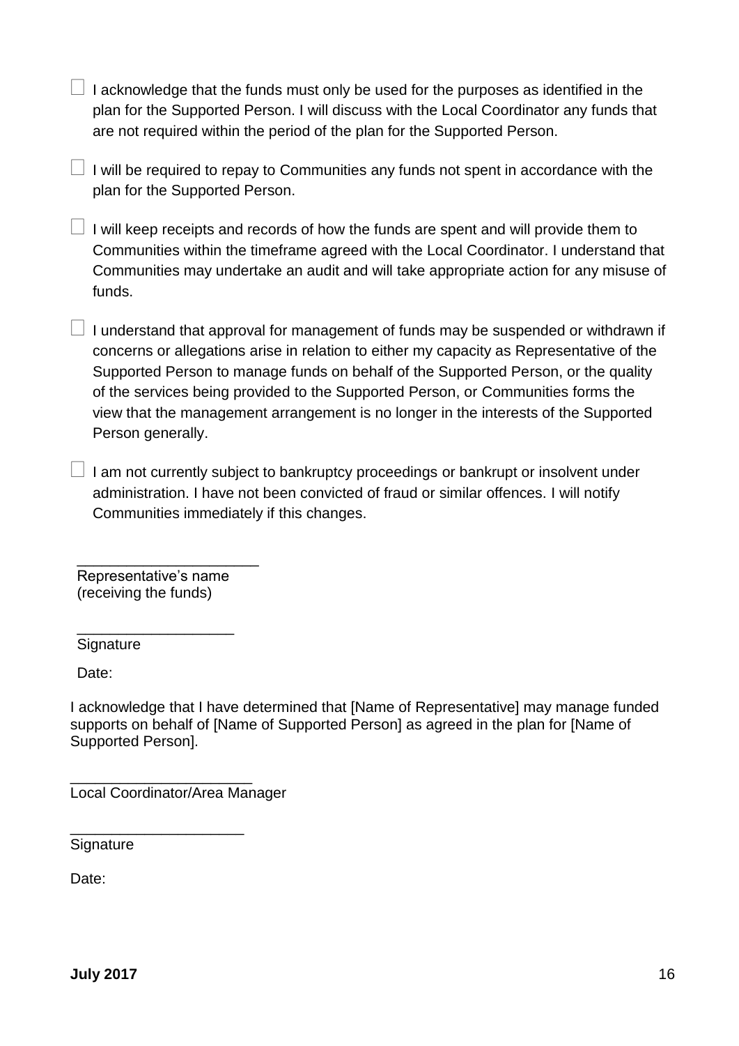- ☐ I acknowledge that the funds must only be used for the purposes as identified in the plan for the Supported Person. I will discuss with the Local Coordinator any funds that are not required within the period of the plan for the Supported Person.

- ☐ I will be required to repay to Communities any funds not spent in accordance with the plan for the Supported Person.

- ☐ I will keep receipts and records of how the funds are spent and will provide them to Communities within the timeframe agreed with the Local Coordinator. I understand that Communities may undertake an audit and will take appropriate action for any misuse of funds.

- ☐ I understand that approval for management of funds may be suspended or withdrawn if concerns or allegations arise in relation to either my capacity as Representative of the Supported Person to manage funds on behalf of the Supported Person, or the quality of the services being provided to the Supported Person, or Communities forms the view that the management arrangement is no longer in the interests of the Supported Person generally.

- ☐ I am not currently subject to bankruptcy proceedings or bankrupt or insolvent under administration. I have not been convicted of fraud or similar offences. I will notify Communities immediately if this changes.

______________________

Representative's name
(receiving the funds)

___________________

Signature

Date:

I acknowledge that I have determined that [Name of Representative] may manage funded supports on behalf of [Name of Supported Person] as agreed in the plan for [Name of Supported Person].

______________________

Local Coordinator/Area Manager

_____________________

Signature

Date:

**July 2017**